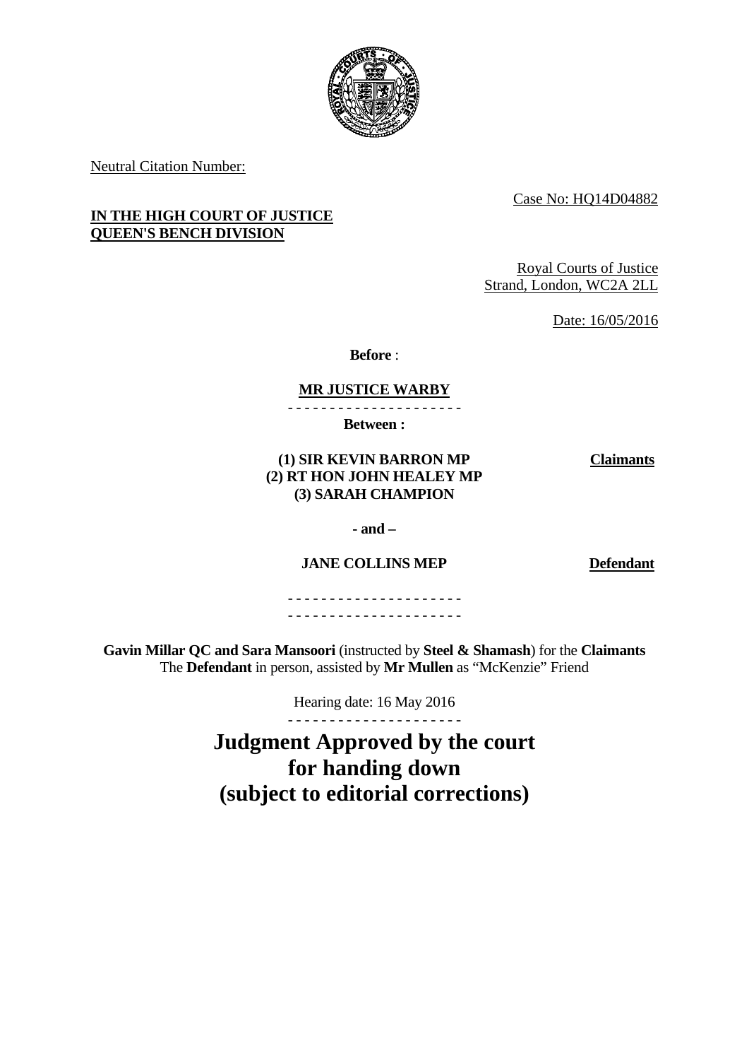Neutral Citation Number:

Case No: HQ14D04882

**IN THE HIGH COURT OF JUSTICE**
**QUEEN'S BENCH DIVISION**

Royal Courts of Justice
Strand, London, WC2A 2LL

Date: 16/05/2016

**Before** :

**MR JUSTICE WARBY**

- - - - - - - - - - - - - - - - - - - - -

**Between :**

| | |
|---|---|
| **(1) SIR KEVIN BARRON MP** **(2) RT HON JOHN HEALEY MP** **(3) SARAH CHAMPION** | **Claimants** |
| **- and –** | |
| **JANE COLLINS MEP** | **Defendant** |

- - - - - - - - - - - - - - - - - - - - -
- - - - - - - - - - - - - - - - - - - - -

**Gavin Millar QC and Sara Mansoori** (instructed by **Steel & Shamash**) for the **Claimants**
The **Defendant** in person, assisted by **Mr Mullen** as "McKenzie" Friend

Hearing date: 16 May 2016

- - - - - - - - - - - - - - - - - - - - -

# Judgment Approved by the court for handing down (subject to editorial corrections)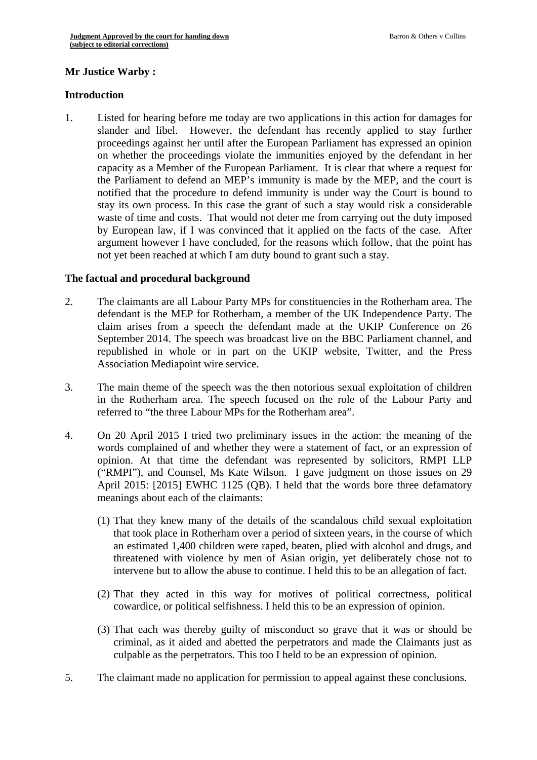**Mr Justice Warby :**

**Introduction**

1. Listed for hearing before me today are two applications in this action for damages for slander and libel. However, the defendant has recently applied to stay further proceedings against her until after the European Parliament has expressed an opinion on whether the proceedings violate the immunities enjoyed by the defendant in her capacity as a Member of the European Parliament. It is clear that where a request for the Parliament to defend an MEP's immunity is made by the MEP, and the court is notified that the procedure to defend immunity is under way the Court is bound to stay its own process. In this case the grant of such a stay would risk a considerable waste of time and costs. That would not deter me from carrying out the duty imposed by European law, if I was convinced that it applied on the facts of the case. After argument however I have concluded, for the reasons which follow, that the point has not yet been reached at which I am duty bound to grant such a stay.

**The factual and procedural background**

2. The claimants are all Labour Party MPs for constituencies in the Rotherham area. The defendant is the MEP for Rotherham, a member of the UK Independence Party. The claim arises from a speech the defendant made at the UKIP Conference on 26 September 2014. The speech was broadcast live on the BBC Parliament channel, and republished in whole or in part on the UKIP website, Twitter, and the Press Association Mediapoint wire service.

3. The main theme of the speech was the then notorious sexual exploitation of children in the Rotherham area. The speech focused on the role of the Labour Party and referred to "the three Labour MPs for the Rotherham area".

4. On 20 April 2015 I tried two preliminary issues in the action: the meaning of the words complained of and whether they were a statement of fact, or an expression of opinion. At that time the defendant was represented by solicitors, RMPI LLP ("RMPI"), and Counsel, Ms Kate Wilson. I gave judgment on those issues on 29 April 2015: [2015] EWHC 1125 (QB). I held that the words bore three defamatory meanings about each of the claimants:

   (1) That they knew many of the details of the scandalous child sexual exploitation that took place in Rotherham over a period of sixteen years, in the course of which an estimated 1,400 children were raped, beaten, plied with alcohol and drugs, and threatened with violence by men of Asian origin, yet deliberately chose not to intervene but to allow the abuse to continue. I held this to be an allegation of fact.

   (2) That they acted in this way for motives of political correctness, political cowardice, or political selfishness. I held this to be an expression of opinion.

   (3) That each was thereby guilty of misconduct so grave that it was or should be criminal, as it aided and abetted the perpetrators and made the Claimants just as culpable as the perpetrators. This too I held to be an expression of opinion.

5. The claimant made no application for permission to appeal against these conclusions.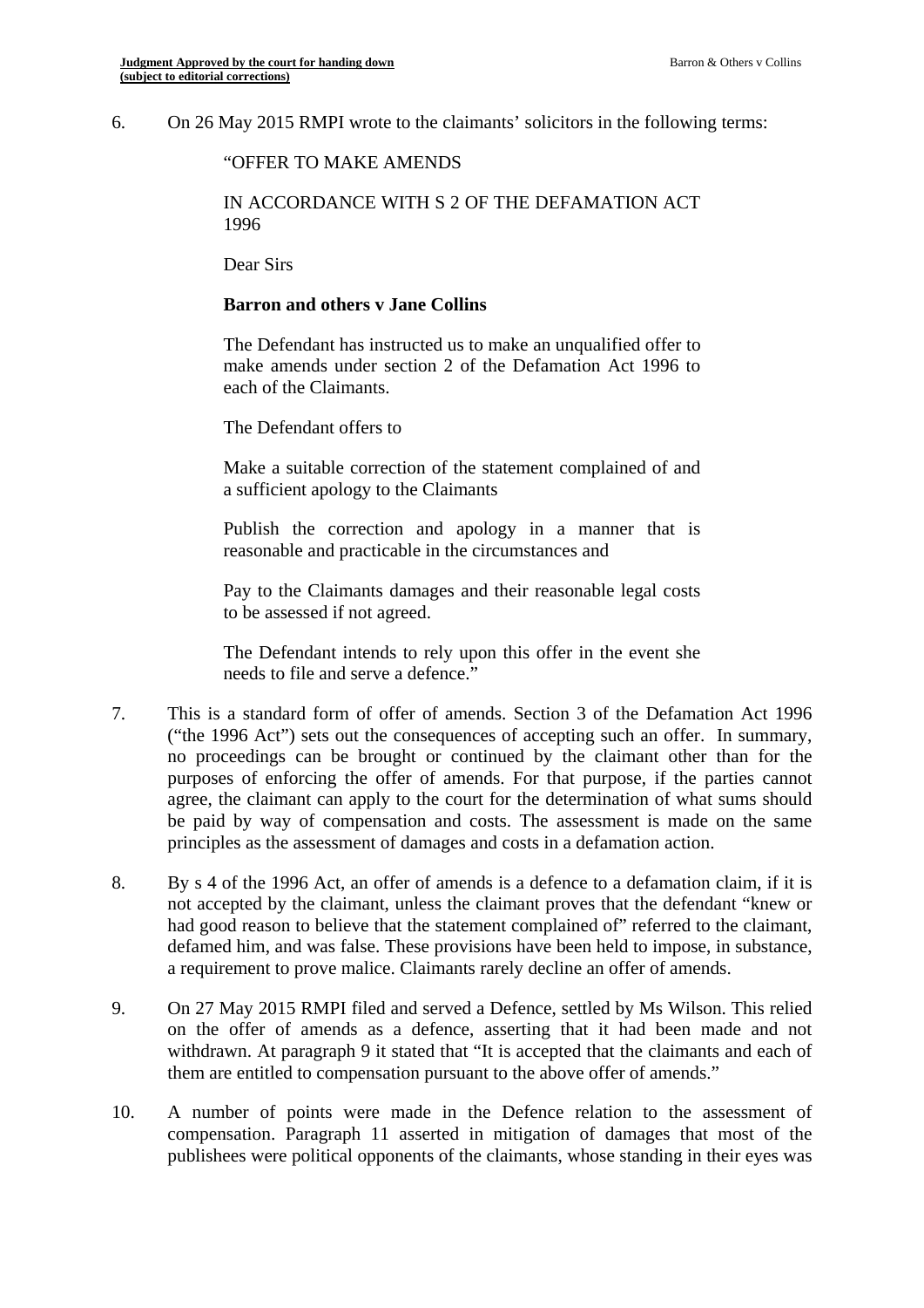6. On 26 May 2015 RMPI wrote to the claimants' solicitors in the following terms:

> "OFFER TO MAKE AMENDS
>
> IN ACCORDANCE WITH S 2 OF THE DEFAMATION ACT 1996
>
> Dear Sirs
>
> **Barron and others v Jane Collins**
>
> The Defendant has instructed us to make an unqualified offer to make amends under section 2 of the Defamation Act 1996 to each of the Claimants.
>
> The Defendant offers to
>
> Make a suitable correction of the statement complained of and a sufficient apology to the Claimants
>
> Publish the correction and apology in a manner that is reasonable and practicable in the circumstances and
>
> Pay to the Claimants damages and their reasonable legal costs to be assessed if not agreed.
>
> The Defendant intends to rely upon this offer in the event she needs to file and serve a defence."

7. This is a standard form of offer of amends. Section 3 of the Defamation Act 1996 ("the 1996 Act") sets out the consequences of accepting such an offer. In summary, no proceedings can be brought or continued by the claimant other than for the purposes of enforcing the offer of amends. For that purpose, if the parties cannot agree, the claimant can apply to the court for the determination of what sums should be paid by way of compensation and costs. The assessment is made on the same principles as the assessment of damages and costs in a defamation action.

8. By s 4 of the 1996 Act, an offer of amends is a defence to a defamation claim, if it is not accepted by the claimant, unless the claimant proves that the defendant "knew or had good reason to believe that the statement complained of" referred to the claimant, defamed him, and was false. These provisions have been held to impose, in substance, a requirement to prove malice. Claimants rarely decline an offer of amends.

9. On 27 May 2015 RMPI filed and served a Defence, settled by Ms Wilson. This relied on the offer of amends as a defence, asserting that it had been made and not withdrawn. At paragraph 9 it stated that "It is accepted that the claimants and each of them are entitled to compensation pursuant to the above offer of amends."

10. A number of points were made in the Defence relation to the assessment of compensation. Paragraph 11 asserted in mitigation of damages that most of the publishees were political opponents of the claimants, whose standing in their eyes was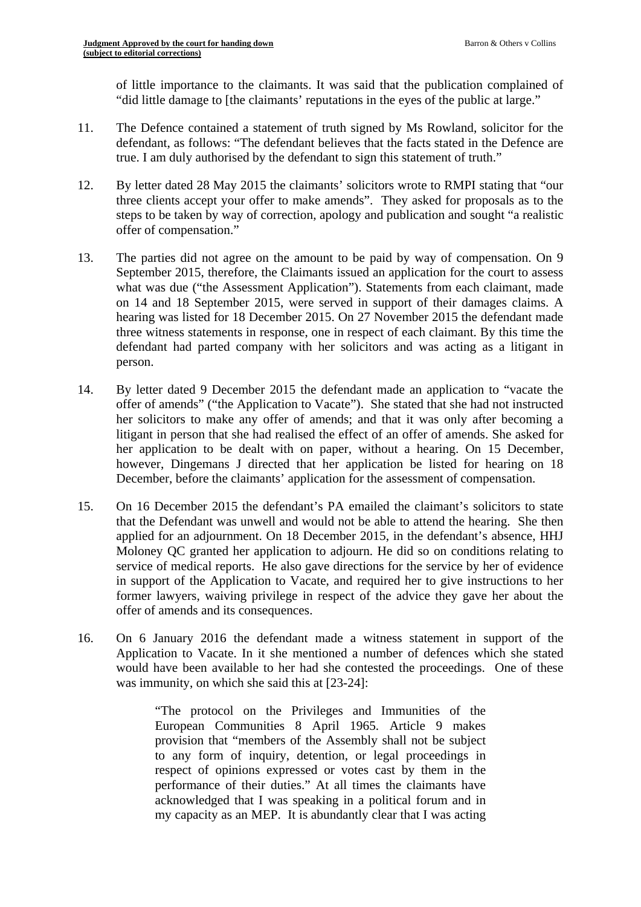of little importance to the claimants. It was said that the publication complained of "did little damage to [the claimants' reputations in the eyes of the public at large."

11. The Defence contained a statement of truth signed by Ms Rowland, solicitor for the defendant, as follows: "The defendant believes that the facts stated in the Defence are true. I am duly authorised by the defendant to sign this statement of truth."

12. By letter dated 28 May 2015 the claimants' solicitors wrote to RMPI stating that "our three clients accept your offer to make amends". They asked for proposals as to the steps to be taken by way of correction, apology and publication and sought "a realistic offer of compensation."

13. The parties did not agree on the amount to be paid by way of compensation. On 9 September 2015, therefore, the Claimants issued an application for the court to assess what was due ("the Assessment Application"). Statements from each claimant, made on 14 and 18 September 2015, were served in support of their damages claims. A hearing was listed for 18 December 2015. On 27 November 2015 the defendant made three witness statements in response, one in respect of each claimant. By this time the defendant had parted company with her solicitors and was acting as a litigant in person.

14. By letter dated 9 December 2015 the defendant made an application to "vacate the offer of amends" ("the Application to Vacate"). She stated that she had not instructed her solicitors to make any offer of amends; and that it was only after becoming a litigant in person that she had realised the effect of an offer of amends. She asked for her application to be dealt with on paper, without a hearing. On 15 December, however, Dingemans J directed that her application be listed for hearing on 18 December, before the claimants' application for the assessment of compensation.

15. On 16 December 2015 the defendant's PA emailed the claimant's solicitors to state that the Defendant was unwell and would not be able to attend the hearing. She then applied for an adjournment. On 18 December 2015, in the defendant's absence, HHJ Moloney QC granted her application to adjourn. He did so on conditions relating to service of medical reports. He also gave directions for the service by her of evidence in support of the Application to Vacate, and required her to give instructions to her former lawyers, waiving privilege in respect of the advice they gave her about the offer of amends and its consequences.

16. On 6 January 2016 the defendant made a witness statement in support of the Application to Vacate. In it she mentioned a number of defences which she stated would have been available to her had she contested the proceedings. One of these was immunity, on which she said this at [23-24]:

> "The protocol on the Privileges and Immunities of the European Communities 8 April 1965. Article 9 makes provision that "members of the Assembly shall not be subject to any form of inquiry, detention, or legal proceedings in respect of opinions expressed or votes cast by them in the performance of their duties." At all times the claimants have acknowledged that I was speaking in a political forum and in my capacity as an MEP. It is abundantly clear that I was acting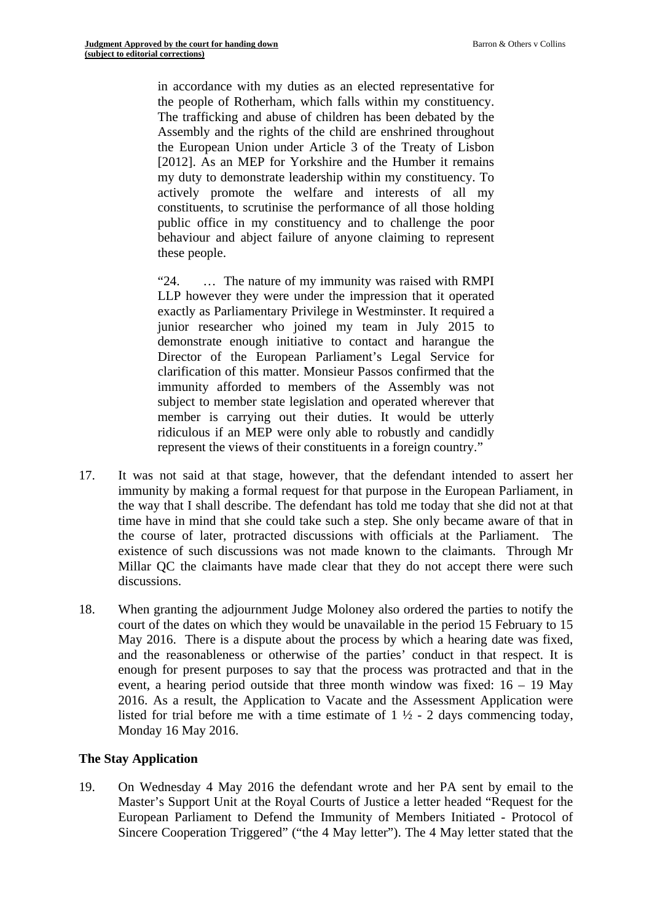> in accordance with my duties as an elected representative for the people of Rotherham, which falls within my constituency. The trafficking and abuse of children has been debated by the Assembly and the rights of the child are enshrined throughout the European Union under Article 3 of the Treaty of Lisbon [2012]. As an MEP for Yorkshire and the Humber it remains my duty to demonstrate leadership within my constituency. To actively promote the welfare and interests of all my constituents, to scrutinise the performance of all those holding public office in my constituency and to challenge the poor behaviour and abject failure of anyone claiming to represent these people.
>
> "24. … The nature of my immunity was raised with RMPI LLP however they were under the impression that it operated exactly as Parliamentary Privilege in Westminster. It required a junior researcher who joined my team in July 2015 to demonstrate enough initiative to contact and harangue the Director of the European Parliament's Legal Service for clarification of this matter. Monsieur Passos confirmed that the immunity afforded to members of the Assembly was not subject to member state legislation and operated wherever that member is carrying out their duties. It would be utterly ridiculous if an MEP were only able to robustly and candidly represent the views of their constituents in a foreign country."

17. It was not said at that stage, however, that the defendant intended to assert her immunity by making a formal request for that purpose in the European Parliament, in the way that I shall describe. The defendant has told me today that she did not at that time have in mind that she could take such a step. She only became aware of that in the course of later, protracted discussions with officials at the Parliament. The existence of such discussions was not made known to the claimants. Through Mr Millar QC the claimants have made clear that they do not accept there were such discussions.

18. When granting the adjournment Judge Moloney also ordered the parties to notify the court of the dates on which they would be unavailable in the period 15 February to 15 May 2016. There is a dispute about the process by which a hearing date was fixed, and the reasonableness or otherwise of the parties' conduct in that respect. It is enough for present purposes to say that the process was protracted and that in the event, a hearing period outside that three month window was fixed: 16 – 19 May 2016. As a result, the Application to Vacate and the Assessment Application were listed for trial before me with a time estimate of 1 ½ - 2 days commencing today, Monday 16 May 2016.

## The Stay Application

19. On Wednesday 4 May 2016 the defendant wrote and her PA sent by email to the Master's Support Unit at the Royal Courts of Justice a letter headed "Request for the European Parliament to Defend the Immunity of Members Initiated - Protocol of Sincere Cooperation Triggered" ("the 4 May letter"). The 4 May letter stated that the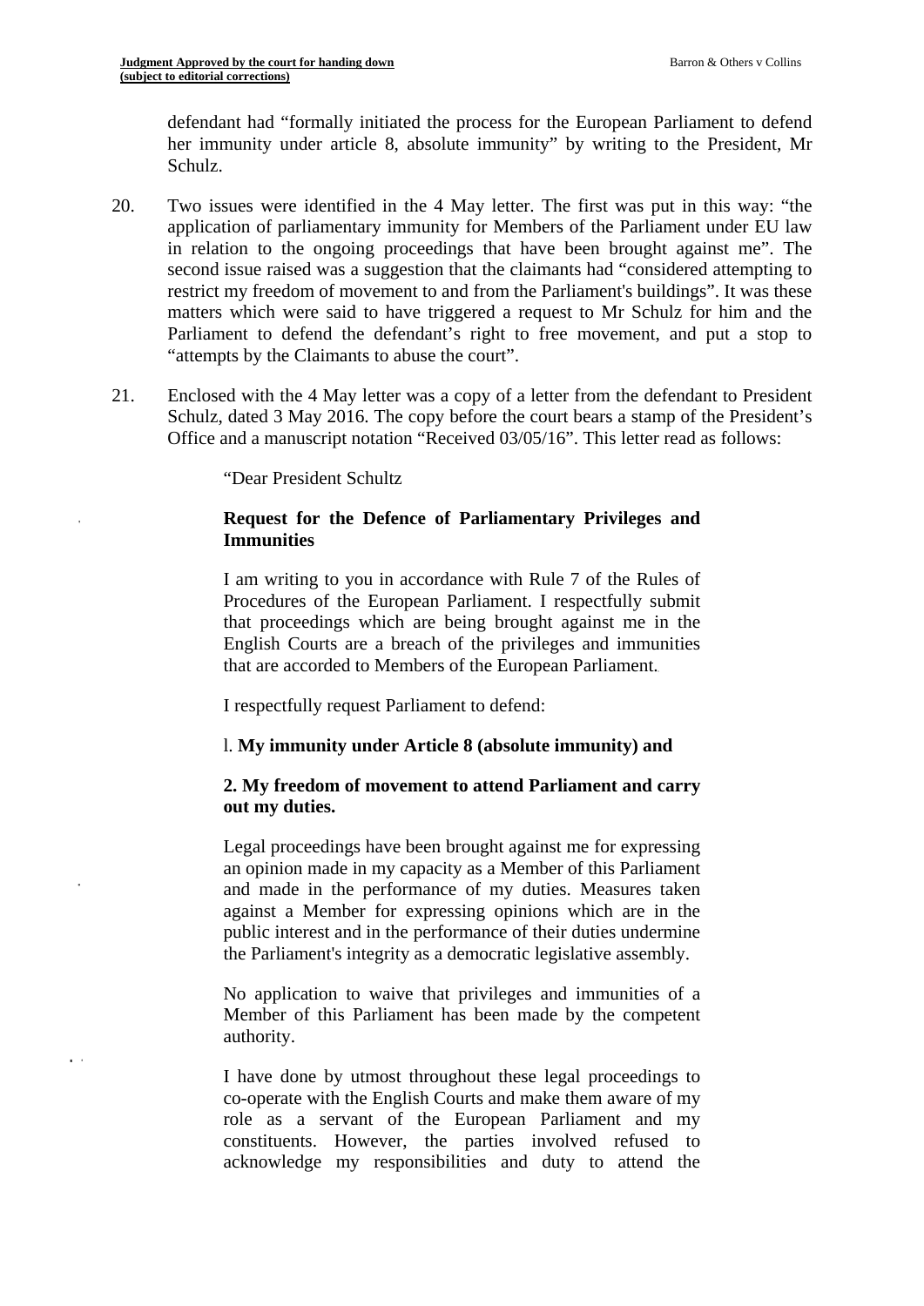defendant had "formally initiated the process for the European Parliament to defend her immunity under article 8, absolute immunity" by writing to the President, Mr Schulz.

20. Two issues were identified in the 4 May letter. The first was put in this way: "the application of parliamentary immunity for Members of the Parliament under EU law in relation to the ongoing proceedings that have been brought against me". The second issue raised was a suggestion that the claimants had "considered attempting to restrict my freedom of movement to and from the Parliament's buildings". It was these matters which were said to have triggered a request to Mr Schulz for him and the Parliament to defend the defendant's right to free movement, and put a stop to "attempts by the Claimants to abuse the court".

21. Enclosed with the 4 May letter was a copy of a letter from the defendant to President Schulz, dated 3 May 2016. The copy before the court bears a stamp of the President's Office and a manuscript notation "Received 03/05/16". This letter read as follows:

> "Dear President Schultz
>
> **Request for the Defence of Parliamentary Privileges and Immunities**
>
> I am writing to you in accordance with Rule 7 of the Rules of Procedures of the European Parliament. I respectfully submit that proceedings which are being brought against me in the English Courts are a breach of the privileges and immunities that are accorded to Members of the European Parliament.
>
> I respectfully request Parliament to defend:
>
> l. **My immunity under Article 8 (absolute immunity) and**
>
> **2. My freedom of movement to attend Parliament and carry out my duties.**
>
> Legal proceedings have been brought against me for expressing an opinion made in my capacity as a Member of this Parliament and made in the performance of my duties. Measures taken against a Member for expressing opinions which are in the public interest and in the performance of their duties undermine the Parliament's integrity as a democratic legislative assembly.
>
> No application to waive that privileges and immunities of a Member of this Parliament has been made by the competent authority.
>
> I have done by utmost throughout these legal proceedings to co-operate with the English Courts and make them aware of my role as a servant of the European Parliament and my constituents. However, the parties involved refused to acknowledge my responsibilities and duty to attend the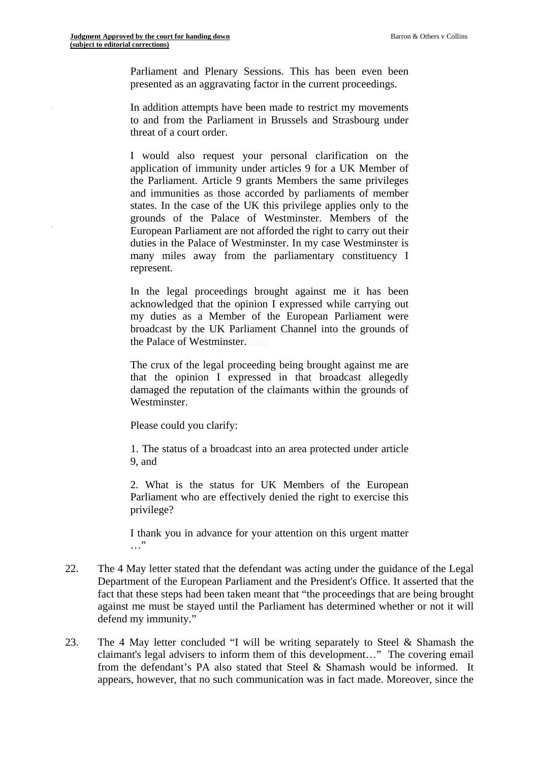Parliament and Plenary Sessions. This has been even been presented as an aggravating factor in the current proceedings.

In addition attempts have been made to restrict my movements to and from the Parliament in Brussels and Strasbourg under threat of a court order.

I would also request your personal clarification on the application of immunity under articles 9 for a UK Member of the Parliament. Article 9 grants Members the same privileges and immunities as those accorded by parliaments of member states. In the case of the UK this privilege applies only to the grounds of the Palace of Westminster. Members of the European Parliament are not afforded the right to carry out their duties in the Palace of Westminster. In my case Westminster is many miles away from the parliamentary constituency I represent.

In the legal proceedings brought against me it has been acknowledged that the opinion I expressed while carrying out my duties as a Member of the European Parliament were broadcast by the UK Parliament Channel into the grounds of the Palace of Westminster.

The crux of the legal proceeding being brought against me are that the opinion I expressed in that broadcast allegedly damaged the reputation of the claimants within the grounds of Westminster.

Please could you clarify:

1. The status of a broadcast into an area protected under article 9, and

2. What is the status for UK Members of the European Parliament who are effectively denied the right to exercise this privilege?

I thank you in advance for your attention on this urgent matter …"

22. The 4 May letter stated that the defendant was acting under the guidance of the Legal Department of the European Parliament and the President's Office. It asserted that the fact that these steps had been taken meant that "the proceedings that are being brought against me must be stayed until the Parliament has determined whether or not it will defend my immunity."

23. The 4 May letter concluded "I will be writing separately to Steel & Shamash the claimant's legal advisers to inform them of this development…" The covering email from the defendant's PA also stated that Steel & Shamash would be informed. It appears, however, that no such communication was in fact made. Moreover, since the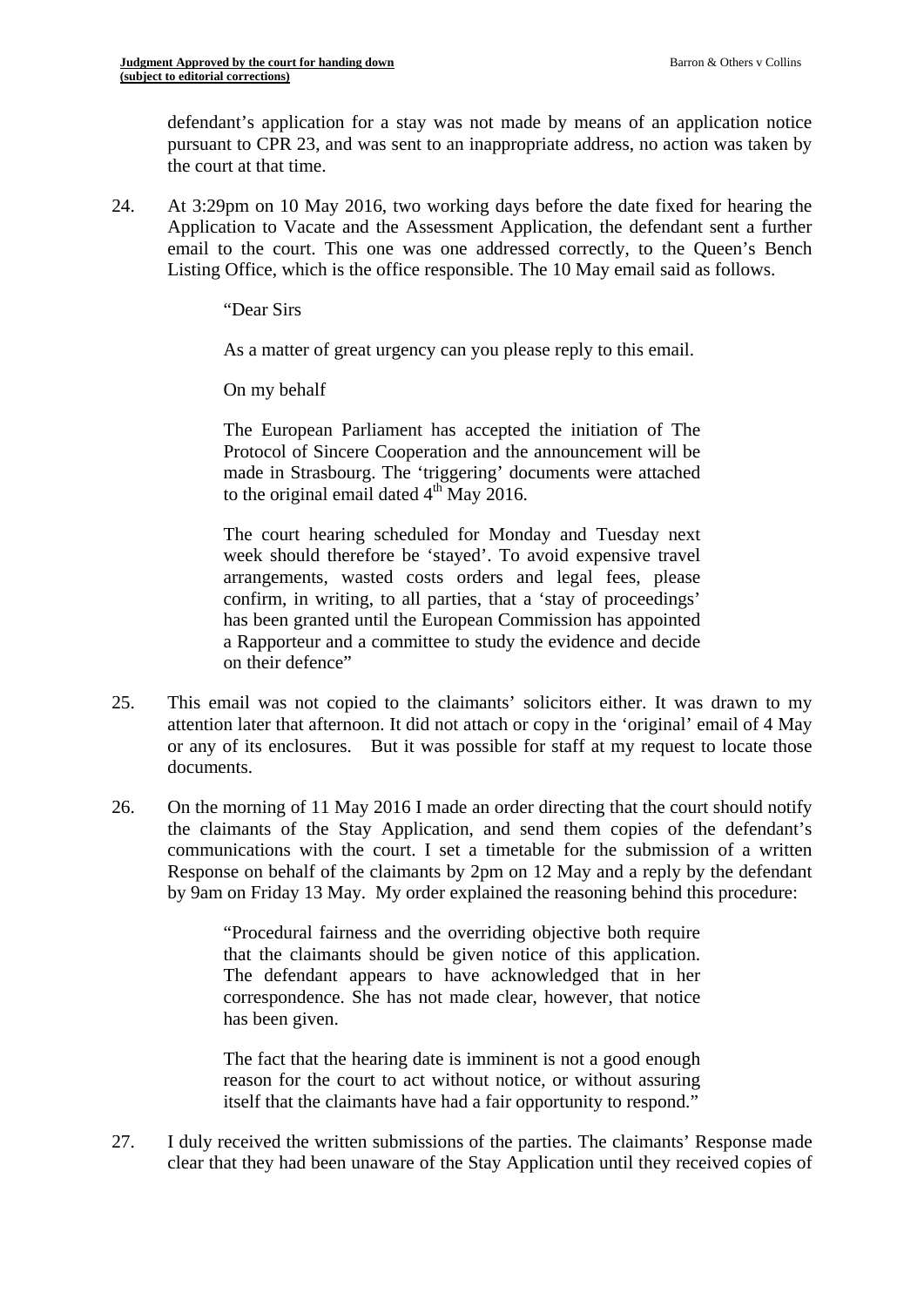defendant's application for a stay was not made by means of an application notice pursuant to CPR 23, and was sent to an inappropriate address, no action was taken by the court at that time.

24. At 3:29pm on 10 May 2016, two working days before the date fixed for hearing the Application to Vacate and the Assessment Application, the defendant sent a further email to the court. This one was one addressed correctly, to the Queen's Bench Listing Office, which is the office responsible. The 10 May email said as follows.

> "Dear Sirs
>
> As a matter of great urgency can you please reply to this email.
>
> On my behalf
>
> The European Parliament has accepted the initiation of The Protocol of Sincere Cooperation and the announcement will be made in Strasbourg. The 'triggering' documents were attached to the original email dated 4th May 2016.
>
> The court hearing scheduled for Monday and Tuesday next week should therefore be 'stayed'. To avoid expensive travel arrangements, wasted costs orders and legal fees, please confirm, in writing, to all parties, that a 'stay of proceedings' has been granted until the European Commission has appointed a Rapporteur and a committee to study the evidence and decide on their defence"

25. This email was not copied to the claimants' solicitors either. It was drawn to my attention later that afternoon. It did not attach or copy in the 'original' email of 4 May or any of its enclosures. But it was possible for staff at my request to locate those documents.

26. On the morning of 11 May 2016 I made an order directing that the court should notify the claimants of the Stay Application, and send them copies of the defendant's communications with the court. I set a timetable for the submission of a written Response on behalf of the claimants by 2pm on 12 May and a reply by the defendant by 9am on Friday 13 May. My order explained the reasoning behind this procedure:

> "Procedural fairness and the overriding objective both require that the claimants should be given notice of this application. The defendant appears to have acknowledged that in her correspondence. She has not made clear, however, that notice has been given.
>
> The fact that the hearing date is imminent is not a good enough reason for the court to act without notice, or without assuring itself that the claimants have had a fair opportunity to respond."

27. I duly received the written submissions of the parties. The claimants' Response made clear that they had been unaware of the Stay Application until they received copies of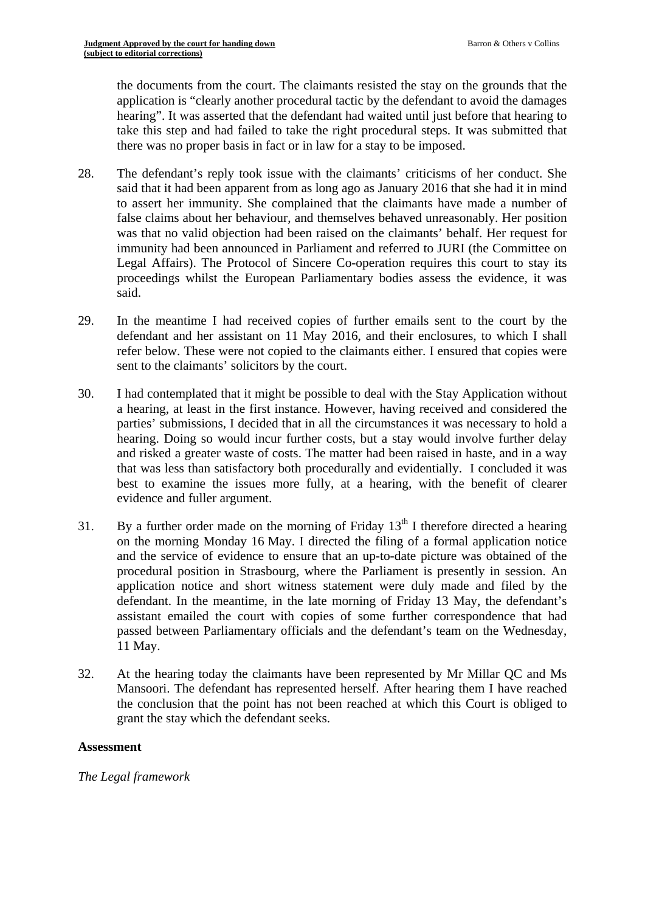the documents from the court. The claimants resisted the stay on the grounds that the application is "clearly another procedural tactic by the defendant to avoid the damages hearing". It was asserted that the defendant had waited until just before that hearing to take this step and had failed to take the right procedural steps. It was submitted that there was no proper basis in fact or in law for a stay to be imposed.

28. The defendant's reply took issue with the claimants' criticisms of her conduct. She said that it had been apparent from as long ago as January 2016 that she had it in mind to assert her immunity. She complained that the claimants have made a number of false claims about her behaviour, and themselves behaved unreasonably. Her position was that no valid objection had been raised on the claimants' behalf. Her request for immunity had been announced in Parliament and referred to JURI (the Committee on Legal Affairs). The Protocol of Sincere Co-operation requires this court to stay its proceedings whilst the European Parliamentary bodies assess the evidence, it was said.

29. In the meantime I had received copies of further emails sent to the court by the defendant and her assistant on 11 May 2016, and their enclosures, to which I shall refer below. These were not copied to the claimants either. I ensured that copies were sent to the claimants' solicitors by the court.

30. I had contemplated that it might be possible to deal with the Stay Application without a hearing, at least in the first instance. However, having received and considered the parties' submissions, I decided that in all the circumstances it was necessary to hold a hearing. Doing so would incur further costs, but a stay would involve further delay and risked a greater waste of costs. The matter had been raised in haste, and in a way that was less than satisfactory both procedurally and evidentially. I concluded it was best to examine the issues more fully, at a hearing, with the benefit of clearer evidence and fuller argument.

31. By a further order made on the morning of Friday 13th I therefore directed a hearing on the morning Monday 16 May. I directed the filing of a formal application notice and the service of evidence to ensure that an up-to-date picture was obtained of the procedural position in Strasbourg, where the Parliament is presently in session. An application notice and short witness statement were duly made and filed by the defendant. In the meantime, in the late morning of Friday 13 May, the defendant's assistant emailed the court with copies of some further correspondence that had passed between Parliamentary officials and the defendant's team on the Wednesday, 11 May.

32. At the hearing today the claimants have been represented by Mr Millar QC and Ms Mansoori. The defendant has represented herself. After hearing them I have reached the conclusion that the point has not been reached at which this Court is obliged to grant the stay which the defendant seeks.

## Assessment

*The Legal framework*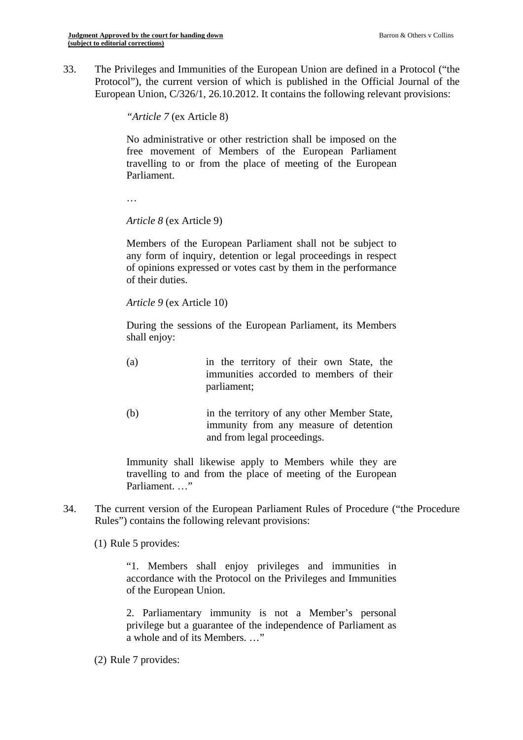33. The Privileges and Immunities of the European Union are defined in a Protocol ("the Protocol"), the current version of which is published in the Official Journal of the European Union, C/326/1, 26.10.2012. It contains the following relevant provisions:

> "*Article 7* (ex Article 8)
>
> No administrative or other restriction shall be imposed on the free movement of Members of the European Parliament travelling to or from the place of meeting of the European Parliament.
>
> …
>
> *Article 8* (ex Article 9)
>
> Members of the European Parliament shall not be subject to any form of inquiry, detention or legal proceedings in respect of opinions expressed or votes cast by them in the performance of their duties.
>
> *Article 9* (ex Article 10)
>
> During the sessions of the European Parliament, its Members shall enjoy:
>
> (a) in the territory of their own State, the immunities accorded to members of their parliament;
>
> (b) in the territory of any other Member State, immunity from any measure of detention and from legal proceedings.
>
> Immunity shall likewise apply to Members while they are travelling to and from the place of meeting of the European Parliament. …"

34. The current version of the European Parliament Rules of Procedure ("the Procedure Rules") contains the following relevant provisions:

(1) Rule 5 provides:

> "1. Members shall enjoy privileges and immunities in accordance with the Protocol on the Privileges and Immunities of the European Union.
>
> 2. Parliamentary immunity is not a Member's personal privilege but a guarantee of the independence of Parliament as a whole and of its Members. …"

(2) Rule 7 provides: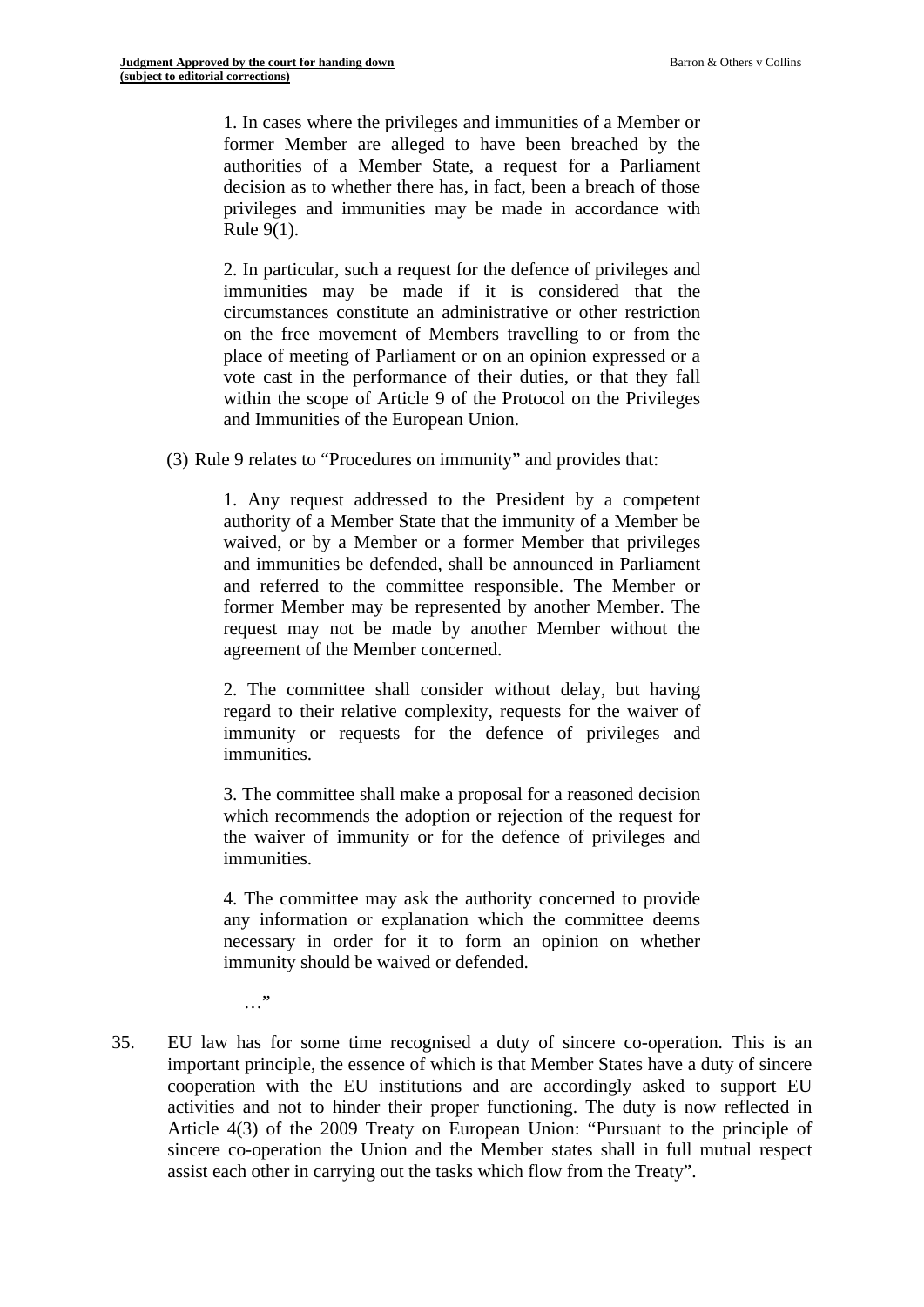> 1. In cases where the privileges and immunities of a Member or former Member are alleged to have been breached by the authorities of a Member State, a request for a Parliament decision as to whether there has, in fact, been a breach of those privileges and immunities may be made in accordance with Rule 9(1).
>
> 2. In particular, such a request for the defence of privileges and immunities may be made if it is considered that the circumstances constitute an administrative or other restriction on the free movement of Members travelling to or from the place of meeting of Parliament or on an opinion expressed or a vote cast in the performance of their duties, or that they fall within the scope of Article 9 of the Protocol on the Privileges and Immunities of the European Union.

(3) Rule 9 relates to "Procedures on immunity" and provides that:

> 1. Any request addressed to the President by a competent authority of a Member State that the immunity of a Member be waived, or by a Member or a former Member that privileges and immunities be defended, shall be announced in Parliament and referred to the committee responsible. The Member or former Member may be represented by another Member. The request may not be made by another Member without the agreement of the Member concerned.
>
> 2. The committee shall consider without delay, but having regard to their relative complexity, requests for the waiver of immunity or requests for the defence of privileges and immunities.
>
> 3. The committee shall make a proposal for a reasoned decision which recommends the adoption or rejection of the request for the waiver of immunity or for the defence of privileges and immunities.
>
> 4. The committee may ask the authority concerned to provide any information or explanation which the committee deems necessary in order for it to form an opinion on whether immunity should be waived or defended.
>
> …"

35. EU law has for some time recognised a duty of sincere co-operation. This is an important principle, the essence of which is that Member States have a duty of sincere cooperation with the EU institutions and are accordingly asked to support EU activities and not to hinder their proper functioning. The duty is now reflected in Article 4(3) of the 2009 Treaty on European Union: "Pursuant to the principle of sincere co-operation the Union and the Member states shall in full mutual respect assist each other in carrying out the tasks which flow from the Treaty".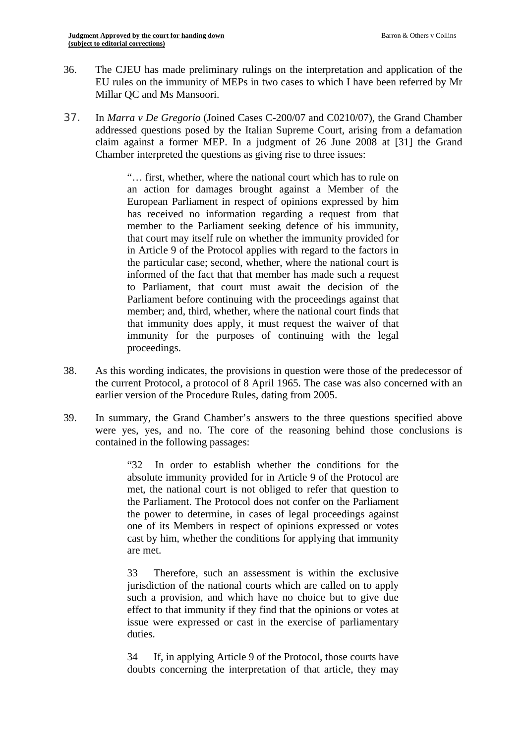36. The CJEU has made preliminary rulings on the interpretation and application of the EU rules on the immunity of MEPs in two cases to which I have been referred by Mr Millar QC and Ms Mansoori.

37. In *Marra v De Gregorio* (Joined Cases C-200/07 and C0210/07), the Grand Chamber addressed questions posed by the Italian Supreme Court, arising from a defamation claim against a former MEP. In a judgment of 26 June 2008 at [31] the Grand Chamber interpreted the questions as giving rise to three issues:

> "… first, whether, where the national court which has to rule on an action for damages brought against a Member of the European Parliament in respect of opinions expressed by him has received no information regarding a request from that member to the Parliament seeking defence of his immunity, that court may itself rule on whether the immunity provided for in Article 9 of the Protocol applies with regard to the factors in the particular case; second, whether, where the national court is informed of the fact that that member has made such a request to Parliament, that court must await the decision of the Parliament before continuing with the proceedings against that member; and, third, whether, where the national court finds that that immunity does apply, it must request the waiver of that immunity for the purposes of continuing with the legal proceedings.

38. As this wording indicates, the provisions in question were those of the predecessor of the current Protocol, a protocol of 8 April 1965. The case was also concerned with an earlier version of the Procedure Rules, dating from 2005.

39. In summary, the Grand Chamber's answers to the three questions specified above were yes, yes, and no. The core of the reasoning behind those conclusions is contained in the following passages:

> "32 In order to establish whether the conditions for the absolute immunity provided for in Article 9 of the Protocol are met, the national court is not obliged to refer that question to the Parliament. The Protocol does not confer on the Parliament the power to determine, in cases of legal proceedings against one of its Members in respect of opinions expressed or votes cast by him, whether the conditions for applying that immunity are met.
>
> 33 Therefore, such an assessment is within the exclusive jurisdiction of the national courts which are called on to apply such a provision, and which have no choice but to give due effect to that immunity if they find that the opinions or votes at issue were expressed or cast in the exercise of parliamentary duties.
>
> 34 If, in applying Article 9 of the Protocol, those courts have doubts concerning the interpretation of that article, they may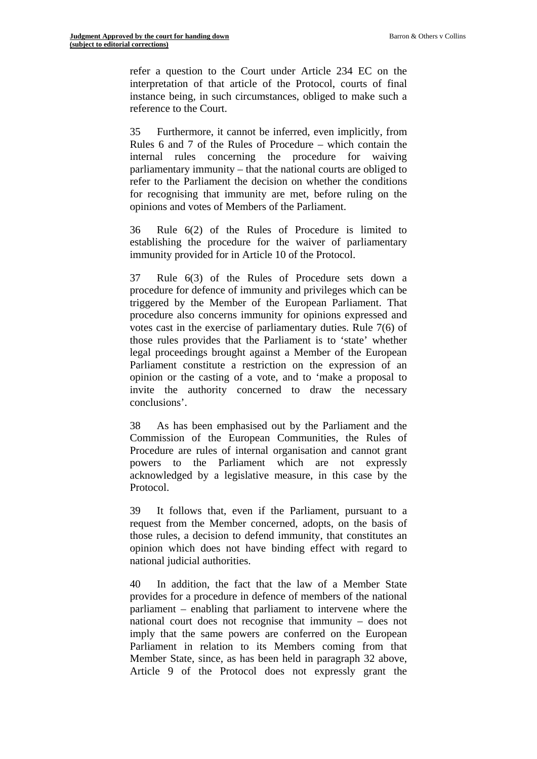refer a question to the Court under Article 234 EC on the interpretation of that article of the Protocol, courts of final instance being, in such circumstances, obliged to make such a reference to the Court.

35 Furthermore, it cannot be inferred, even implicitly, from Rules 6 and 7 of the Rules of Procedure – which contain the internal rules concerning the procedure for waiving parliamentary immunity – that the national courts are obliged to refer to the Parliament the decision on whether the conditions for recognising that immunity are met, before ruling on the opinions and votes of Members of the Parliament.

36 Rule 6(2) of the Rules of Procedure is limited to establishing the procedure for the waiver of parliamentary immunity provided for in Article 10 of the Protocol.

37 Rule 6(3) of the Rules of Procedure sets down a procedure for defence of immunity and privileges which can be triggered by the Member of the European Parliament. That procedure also concerns immunity for opinions expressed and votes cast in the exercise of parliamentary duties. Rule 7(6) of those rules provides that the Parliament is to 'state' whether legal proceedings brought against a Member of the European Parliament constitute a restriction on the expression of an opinion or the casting of a vote, and to 'make a proposal to invite the authority concerned to draw the necessary conclusions'.

38 As has been emphasised out by the Parliament and the Commission of the European Communities, the Rules of Procedure are rules of internal organisation and cannot grant powers to the Parliament which are not expressly acknowledged by a legislative measure, in this case by the Protocol.

39 It follows that, even if the Parliament, pursuant to a request from the Member concerned, adopts, on the basis of those rules, a decision to defend immunity, that constitutes an opinion which does not have binding effect with regard to national judicial authorities.

40 In addition, the fact that the law of a Member State provides for a procedure in defence of members of the national parliament – enabling that parliament to intervene where the national court does not recognise that immunity – does not imply that the same powers are conferred on the European Parliament in relation to its Members coming from that Member State, since, as has been held in paragraph 32 above, Article 9 of the Protocol does not expressly grant the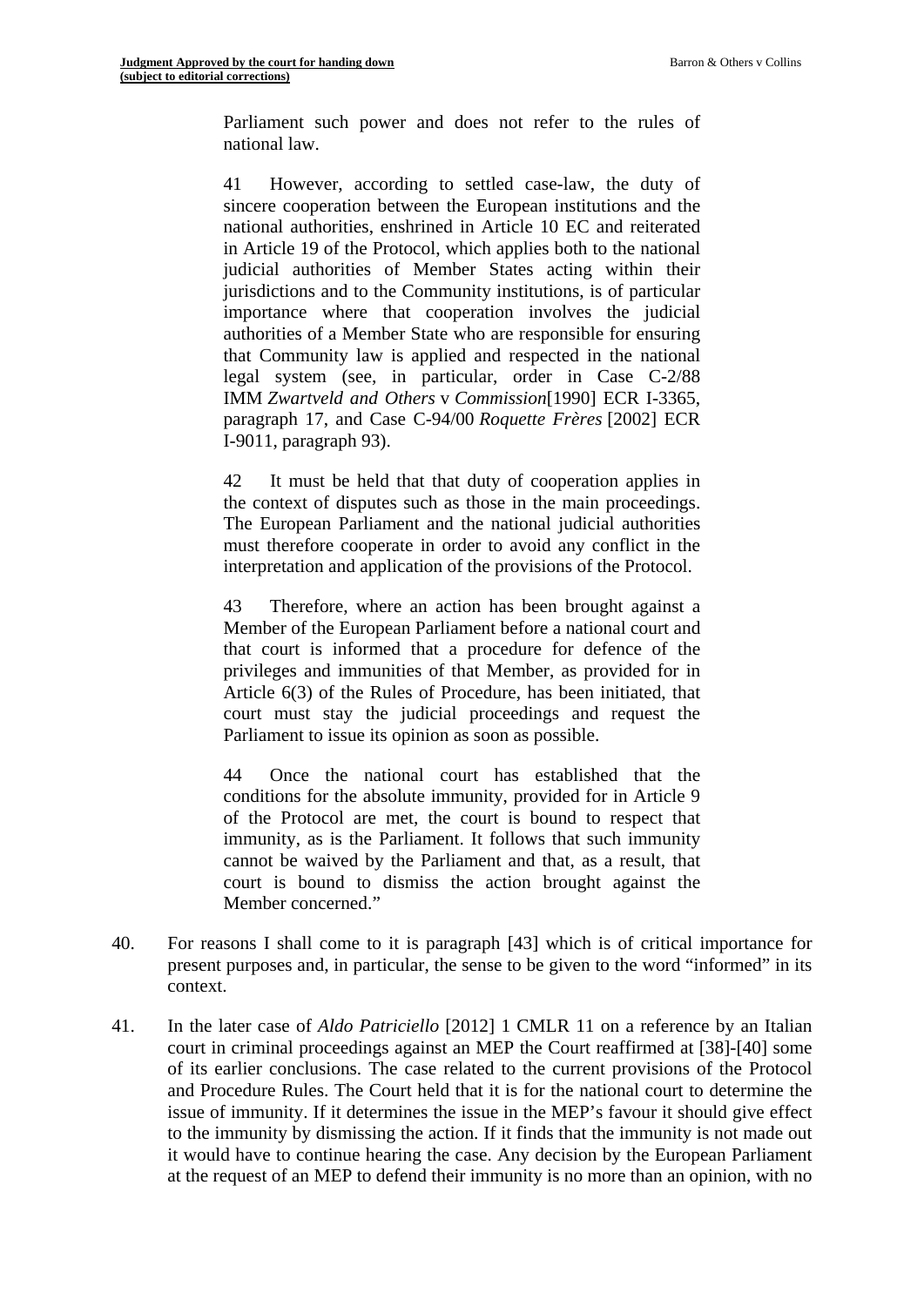> Parliament such power and does not refer to the rules of national law.
>
> 41 However, according to settled case-law, the duty of sincere cooperation between the European institutions and the national authorities, enshrined in Article 10 EC and reiterated in Article 19 of the Protocol, which applies both to the national judicial authorities of Member States acting within their jurisdictions and to the Community institutions, is of particular importance where that cooperation involves the judicial authorities of a Member State who are responsible for ensuring that Community law is applied and respected in the national legal system (see, in particular, order in Case C-2/88 IMM *Zwartveld and Others* v *Commission*[1990] ECR I-3365, paragraph 17, and Case C-94/00 *Roquette Frères* [2002] ECR I-9011, paragraph 93).
>
> 42 It must be held that that duty of cooperation applies in the context of disputes such as those in the main proceedings. The European Parliament and the national judicial authorities must therefore cooperate in order to avoid any conflict in the interpretation and application of the provisions of the Protocol.
>
> 43 Therefore, where an action has been brought against a Member of the European Parliament before a national court and that court is informed that a procedure for defence of the privileges and immunities of that Member, as provided for in Article 6(3) of the Rules of Procedure, has been initiated, that court must stay the judicial proceedings and request the Parliament to issue its opinion as soon as possible.
>
> 44 Once the national court has established that the conditions for the absolute immunity, provided for in Article 9 of the Protocol are met, the court is bound to respect that immunity, as is the Parliament. It follows that such immunity cannot be waived by the Parliament and that, as a result, that court is bound to dismiss the action brought against the Member concerned."

40. For reasons I shall come to it is paragraph [43] which is of critical importance for present purposes and, in particular, the sense to be given to the word "informed" in its context.

41. In the later case of *Aldo Patriciello* [2012] 1 CMLR 11 on a reference by an Italian court in criminal proceedings against an MEP the Court reaffirmed at [38]-[40] some of its earlier conclusions. The case related to the current provisions of the Protocol and Procedure Rules. The Court held that it is for the national court to determine the issue of immunity. If it determines the issue in the MEP's favour it should give effect to the immunity by dismissing the action. If it finds that the immunity is not made out it would have to continue hearing the case. Any decision by the European Parliament at the request of an MEP to defend their immunity is no more than an opinion, with no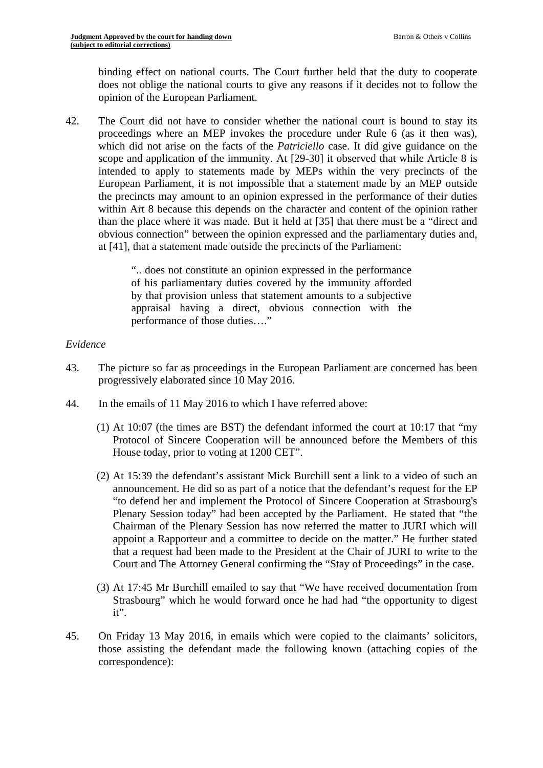binding effect on national courts. The Court further held that the duty to cooperate does not oblige the national courts to give any reasons if it decides not to follow the opinion of the European Parliament.

42. The Court did not have to consider whether the national court is bound to stay its proceedings where an MEP invokes the procedure under Rule 6 (as it then was), which did not arise on the facts of the *Patriciello* case. It did give guidance on the scope and application of the immunity. At [29-30] it observed that while Article 8 is intended to apply to statements made by MEPs within the very precincts of the European Parliament, it is not impossible that a statement made by an MEP outside the precincts may amount to an opinion expressed in the performance of their duties within Art 8 because this depends on the character and content of the opinion rather than the place where it was made. But it held at [35] that there must be a "direct and obvious connection" between the opinion expressed and the parliamentary duties and, at [41], that a statement made outside the precincts of the Parliament:

> ".. does not constitute an opinion expressed in the performance of his parliamentary duties covered by the immunity afforded by that provision unless that statement amounts to a subjective appraisal having a direct, obvious connection with the performance of those duties…."

*Evidence*

43. The picture so far as proceedings in the European Parliament are concerned has been progressively elaborated since 10 May 2016.

44. In the emails of 11 May 2016 to which I have referred above:

    (1) At 10:07 (the times are BST) the defendant informed the court at 10:17 that "my Protocol of Sincere Cooperation will be announced before the Members of this House today, prior to voting at 1200 CET".

    (2) At 15:39 the defendant's assistant Mick Burchill sent a link to a video of such an announcement. He did so as part of a notice that the defendant's request for the EP "to defend her and implement the Protocol of Sincere Cooperation at Strasbourg's Plenary Session today" had been accepted by the Parliament. He stated that "the Chairman of the Plenary Session has now referred the matter to JURI which will appoint a Rapporteur and a committee to decide on the matter." He further stated that a request had been made to the President at the Chair of JURI to write to the Court and The Attorney General confirming the "Stay of Proceedings" in the case.

    (3) At 17:45 Mr Burchill emailed to say that "We have received documentation from Strasbourg" which he would forward once he had had "the opportunity to digest it".

45. On Friday 13 May 2016, in emails which were copied to the claimants' solicitors, those assisting the defendant made the following known (attaching copies of the correspondence):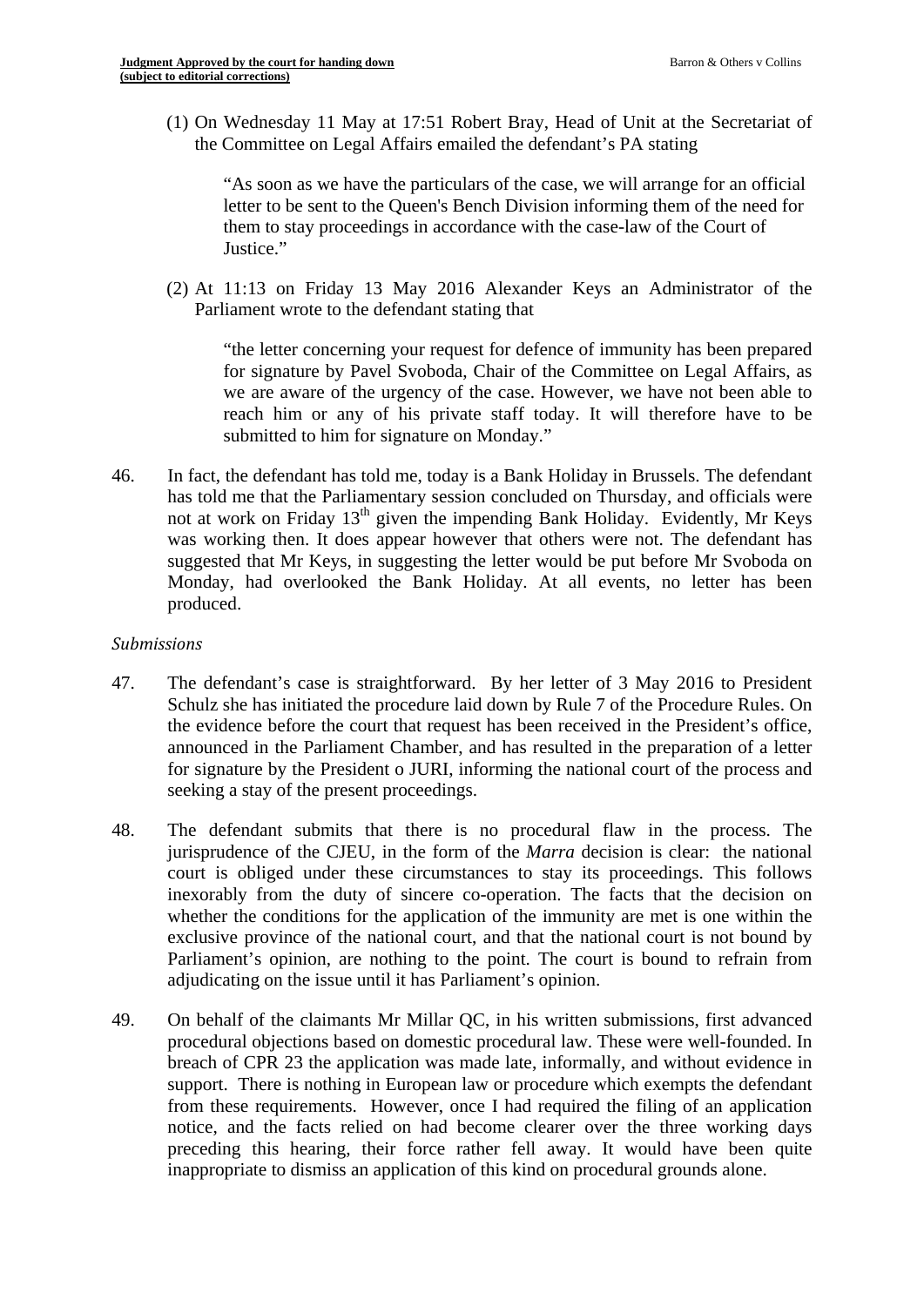(1) On Wednesday 11 May at 17:51 Robert Bray, Head of Unit at the Secretariat of the Committee on Legal Affairs emailed the defendant's PA stating

> "As soon as we have the particulars of the case, we will arrange for an official letter to be sent to the Queen's Bench Division informing them of the need for them to stay proceedings in accordance with the case-law of the Court of Justice."

(2) At 11:13 on Friday 13 May 2016 Alexander Keys an Administrator of the Parliament wrote to the defendant stating that

> "the letter concerning your request for defence of immunity has been prepared for signature by Pavel Svoboda, Chair of the Committee on Legal Affairs, as we are aware of the urgency of the case. However, we have not been able to reach him or any of his private staff today. It will therefore have to be submitted to him for signature on Monday."

46. In fact, the defendant has told me, today is a Bank Holiday in Brussels. The defendant has told me that the Parliamentary session concluded on Thursday, and officials were not at work on Friday 13th given the impending Bank Holiday. Evidently, Mr Keys was working then. It does appear however that others were not. The defendant has suggested that Mr Keys, in suggesting the letter would be put before Mr Svoboda on Monday, had overlooked the Bank Holiday. At all events, no letter has been produced.

*Submissions*

47. The defendant's case is straightforward. By her letter of 3 May 2016 to President Schulz she has initiated the procedure laid down by Rule 7 of the Procedure Rules. On the evidence before the court that request has been received in the President's office, announced in the Parliament Chamber, and has resulted in the preparation of a letter for signature by the President o JURI, informing the national court of the process and seeking a stay of the present proceedings.

48. The defendant submits that there is no procedural flaw in the process. The jurisprudence of the CJEU, in the form of the *Marra* decision is clear: the national court is obliged under these circumstances to stay its proceedings. This follows inexorably from the duty of sincere co-operation. The facts that the decision on whether the conditions for the application of the immunity are met is one within the exclusive province of the national court, and that the national court is not bound by Parliament's opinion, are nothing to the point. The court is bound to refrain from adjudicating on the issue until it has Parliament's opinion.

49. On behalf of the claimants Mr Millar QC, in his written submissions, first advanced procedural objections based on domestic procedural law. These were well-founded. In breach of CPR 23 the application was made late, informally, and without evidence in support. There is nothing in European law or procedure which exempts the defendant from these requirements. However, once I had required the filing of an application notice, and the facts relied on had become clearer over the three working days preceding this hearing, their force rather fell away. It would have been quite inappropriate to dismiss an application of this kind on procedural grounds alone.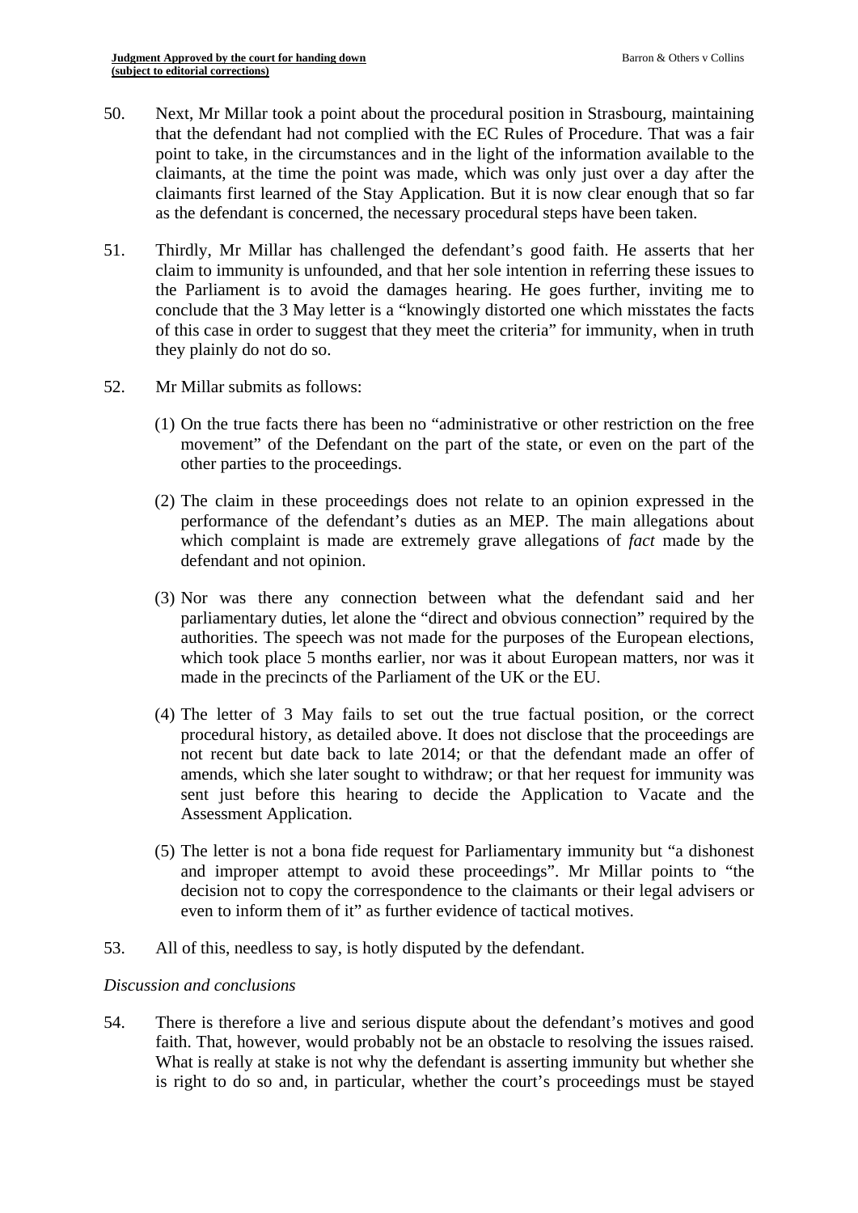50. Next, Mr Millar took a point about the procedural position in Strasbourg, maintaining that the defendant had not complied with the EC Rules of Procedure. That was a fair point to take, in the circumstances and in the light of the information available to the claimants, at the time the point was made, which was only just over a day after the claimants first learned of the Stay Application. But it is now clear enough that so far as the defendant is concerned, the necessary procedural steps have been taken.

51. Thirdly, Mr Millar has challenged the defendant's good faith. He asserts that her claim to immunity is unfounded, and that her sole intention in referring these issues to the Parliament is to avoid the damages hearing. He goes further, inviting me to conclude that the 3 May letter is a "knowingly distorted one which misstates the facts of this case in order to suggest that they meet the criteria" for immunity, when in truth they plainly do not do so.

52. Mr Millar submits as follows:

   (1) On the true facts there has been no "administrative or other restriction on the free movement" of the Defendant on the part of the state, or even on the part of the other parties to the proceedings.

   (2) The claim in these proceedings does not relate to an opinion expressed in the performance of the defendant's duties as an MEP. The main allegations about which complaint is made are extremely grave allegations of *fact* made by the defendant and not opinion.

   (3) Nor was there any connection between what the defendant said and her parliamentary duties, let alone the "direct and obvious connection" required by the authorities. The speech was not made for the purposes of the European elections, which took place 5 months earlier, nor was it about European matters, nor was it made in the precincts of the Parliament of the UK or the EU.

   (4) The letter of 3 May fails to set out the true factual position, or the correct procedural history, as detailed above. It does not disclose that the proceedings are not recent but date back to late 2014; or that the defendant made an offer of amends, which she later sought to withdraw; or that her request for immunity was sent just before this hearing to decide the Application to Vacate and the Assessment Application.

   (5) The letter is not a bona fide request for Parliamentary immunity but "a dishonest and improper attempt to avoid these proceedings". Mr Millar points to "the decision not to copy the correspondence to the claimants or their legal advisers or even to inform them of it" as further evidence of tactical motives.

53. All of this, needless to say, is hotly disputed by the defendant.

*Discussion and conclusions*

54. There is therefore a live and serious dispute about the defendant's motives and good faith. That, however, would probably not be an obstacle to resolving the issues raised. What is really at stake is not why the defendant is asserting immunity but whether she is right to do so and, in particular, whether the court's proceedings must be stayed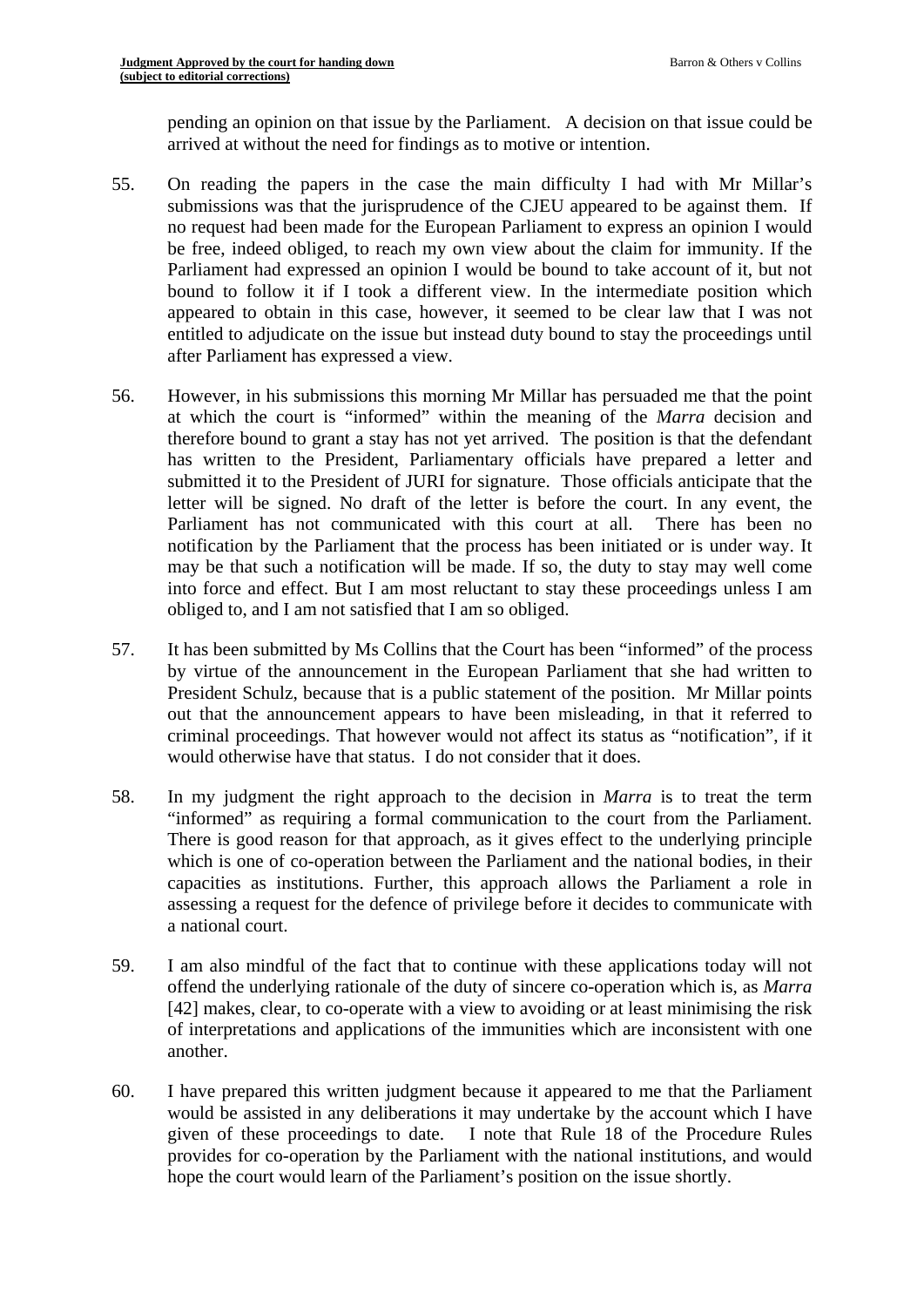pending an opinion on that issue by the Parliament. A decision on that issue could be arrived at without the need for findings as to motive or intention.

55. On reading the papers in the case the main difficulty I had with Mr Millar's submissions was that the jurisprudence of the CJEU appeared to be against them. If no request had been made for the European Parliament to express an opinion I would be free, indeed obliged, to reach my own view about the claim for immunity. If the Parliament had expressed an opinion I would be bound to take account of it, but not bound to follow it if I took a different view. In the intermediate position which appeared to obtain in this case, however, it seemed to be clear law that I was not entitled to adjudicate on the issue but instead duty bound to stay the proceedings until after Parliament has expressed a view.

56. However, in his submissions this morning Mr Millar has persuaded me that the point at which the court is "informed" within the meaning of the *Marra* decision and therefore bound to grant a stay has not yet arrived. The position is that the defendant has written to the President, Parliamentary officials have prepared a letter and submitted it to the President of JURI for signature. Those officials anticipate that the letter will be signed. No draft of the letter is before the court. In any event, the Parliament has not communicated with this court at all. There has been no notification by the Parliament that the process has been initiated or is under way. It may be that such a notification will be made. If so, the duty to stay may well come into force and effect. But I am most reluctant to stay these proceedings unless I am obliged to, and I am not satisfied that I am so obliged.

57. It has been submitted by Ms Collins that the Court has been "informed" of the process by virtue of the announcement in the European Parliament that she had written to President Schulz, because that is a public statement of the position. Mr Millar points out that the announcement appears to have been misleading, in that it referred to criminal proceedings. That however would not affect its status as "notification", if it would otherwise have that status. I do not consider that it does.

58. In my judgment the right approach to the decision in *Marra* is to treat the term "informed" as requiring a formal communication to the court from the Parliament. There is good reason for that approach, as it gives effect to the underlying principle which is one of co-operation between the Parliament and the national bodies, in their capacities as institutions. Further, this approach allows the Parliament a role in assessing a request for the defence of privilege before it decides to communicate with a national court.

59. I am also mindful of the fact that to continue with these applications today will not offend the underlying rationale of the duty of sincere co-operation which is, as *Marra* [42] makes, clear, to co-operate with a view to avoiding or at least minimising the risk of interpretations and applications of the immunities which are inconsistent with one another.

60. I have prepared this written judgment because it appeared to me that the Parliament would be assisted in any deliberations it may undertake by the account which I have given of these proceedings to date. I note that Rule 18 of the Procedure Rules provides for co-operation by the Parliament with the national institutions, and would hope the court would learn of the Parliament's position on the issue shortly.